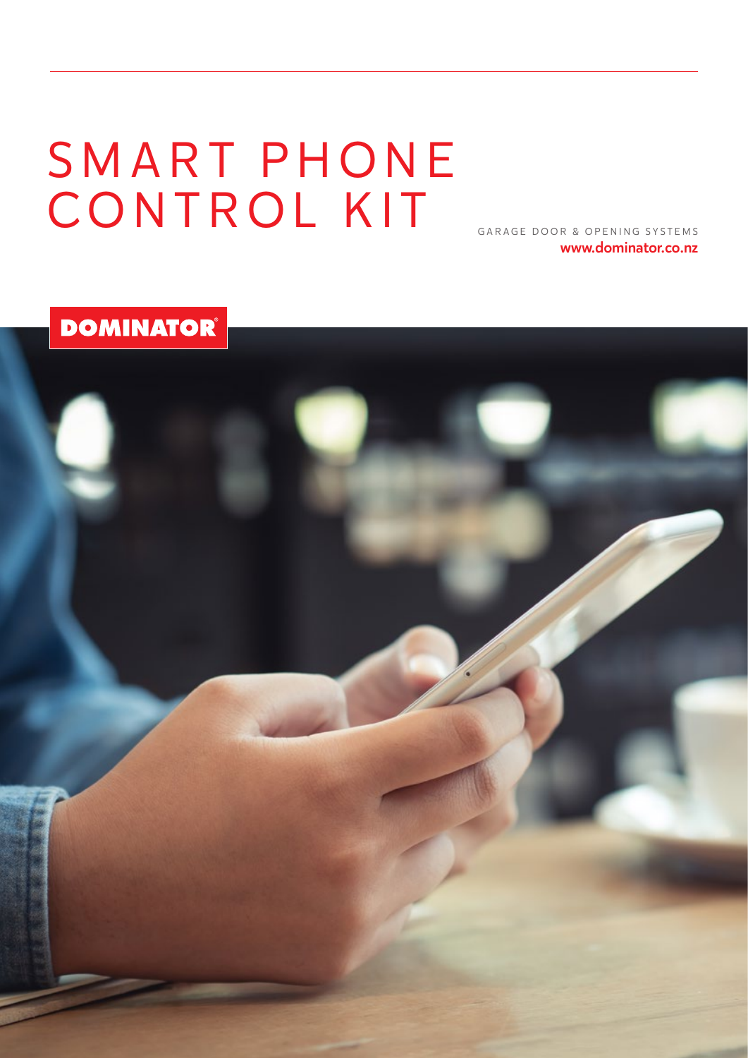# SMART PHONE CONTROL KIT

GARAGE DOOR & OPENING SYSTEMS

**www.dominator.co.nz**

DOMINATOR®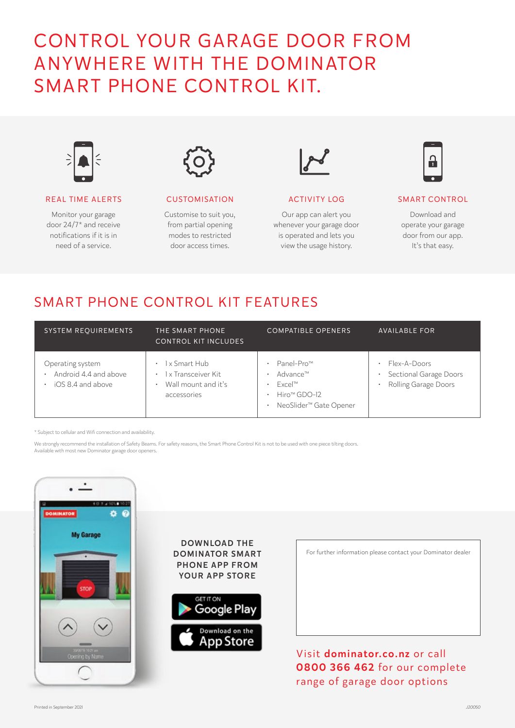# CONTROL YOUR GARAGE DOOR FROM ANYWHERE WITH THE DOMINATOR SMART PHONE CONTROL KIT.

### REAL TIME ALERTS

Monitor your garage door 24/7* and receive notifications if it is in need of a service.

### CUSTOMISATION

Customise to suit you, from partial opening modes to restricted door access times.

### ACTIVITY LOG

Our app can alert you whenever your garage door is operated and lets you view the usage history.

### SMART CONTROL

Download and operate your garage door from our app. It's that easy.

## SMART PHONE CONTROL KIT FEATURES

| SYSTEM REQUIREMENTS | THE SMART PHONE CONTROL KIT INCLUDES | COMPATIBLE OPENERS | AVAILABLE FOR |
|---|---|---|---|
| Operating system<br>• Android 4.4 and above<br>• iOS 8.4 and above | • 1 x Smart Hub<br>• 1 x Transceiver Kit<br>• Wall mount and it's accessories | • Panel-Pro™<br>• Advance™<br>• Excel™<br>• Hiro™ GDO-12<br>• NeoSlider™ Gate Opener | • Flex-A-Doors<br>• Sectional Garage Doors<br>• Rolling Garage Doors |

* Subject to cellular and Wifi connection and availability.

We strongly recommend the installation of Safety Beams. For safety reasons, the Smart Phone Control Kit is not to be used with one piece tilting doors.
Available with most new Dominator garage door openers.

**DOWNLOAD THE DOMINATOR SMART PHONE APP FROM YOUR APP STORE**

GET IT ON Google Play

Download on the App Store

For further information please contact your Dominator dealer

Visit **dominator.co.nz** or call **0800 366 462** for our complete range of garage door options

Printed in September 2021

J20050